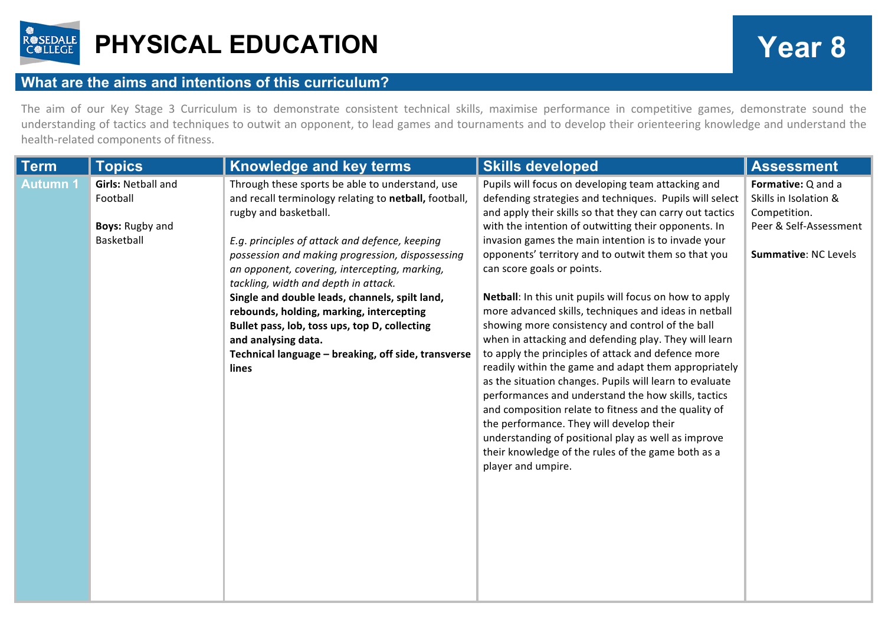# PHYSICAL EDUCATION

# Year 8

## What are the aims and intentions of this curriculum?

The aim of our Key Stage 3 Curriculum is to demonstrate consistent technical skills, maximise performance in competitive games, demonstrate sound the understanding of tactics and techniques to outwit an opponent, to lead games and tournaments and to develop their orienteering knowledge and understand the health-related components of fitness.

| Term | Topics | Knowledge and key terms | Skills developed | Assessment |
|---|---|---|---|---|
| Autumn 1 | **Girls:** Netball and Football<br><br>**Boys:** Rugby and Basketball | Through these sports be able to understand, use and recall terminology relating to **netball,** football, rugby and basketball.<br><br>*E.g. principles of attack and defence, keeping possession and making progression, dispossessing an opponent, covering, intercepting, marking, tackling, width and depth in attack.*<br>**Single and double leads, channels, spilt land, rebounds, holding, marking, intercepting**<br>**Bullet pass, lob, toss ups, top D, collecting and analysing data.**<br>**Technical language – breaking, off side, transverse lines** | Pupils will focus on developing team attacking and defending strategies and techniques. Pupils will select and apply their skills so that they can carry out tactics with the intention of outwitting their opponents. In invasion games the main intention is to invade your opponents' territory and to outwit them so that you can score goals or points.<br><br>**Netball**: In this unit pupils will focus on how to apply more advanced skills, techniques and ideas in netball showing more consistency and control of the ball when in attacking and defending play. They will learn to apply the principles of attack and defence more readily within the game and adapt them appropriately as the situation changes. Pupils will learn to evaluate performances and understand the how skills, tactics and composition relate to fitness and the quality of the performance. They will develop their understanding of positional play as well as improve their knowledge of the rules of the game both as a player and umpire. | **Formative:** Q and a Skills in Isolation & Competition.<br>Peer & Self-Assessment<br><br>**Summative**: NC Levels |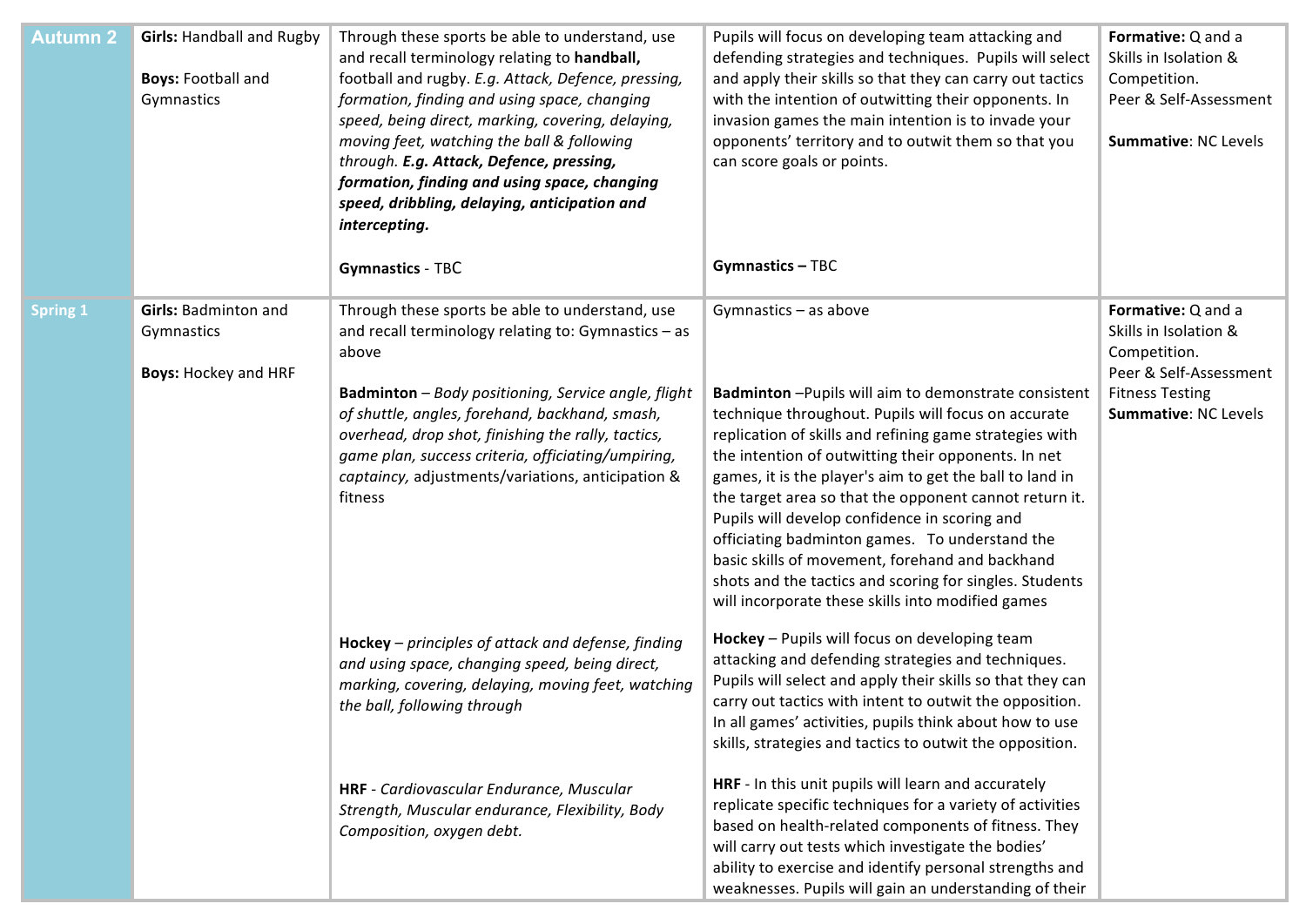| | | | | |
|---|---|---|---|---|
| **Autumn 2** | **Girls:** Handball and Rugby<br><br>**Boys:** Football and Gymnastics | Through these sports be able to understand, use and recall terminology relating to **handball,** football and rugby. *E.g. Attack, Defence, pressing, formation, finding and using space, changing speed, being direct, marking, covering, delaying, moving feet, watching the ball & following through.* ***E.g. Attack, Defence, pressing, formation, finding and using space, changing speed, dribbling, delaying, anticipation and intercepting.***<br><br>**Gymnastics** - TBC | Pupils will focus on developing team attacking and defending strategies and techniques. Pupils will select and apply their skills so that they can carry out tactics with the intention of outwitting their opponents. In invasion games the main intention is to invade your opponents' territory and to outwit them so that you can score goals or points.<br><br>**Gymnastics –** TBC | **Formative:** Q and a Skills in Isolation & Competition.<br>Peer & Self-Assessment<br><br>**Summative**: NC Levels |
| **Spring 1** | **Girls:** Badminton and Gymnastics<br><br>**Boys:** Hockey and HRF | Through these sports be able to understand, use and recall terminology relating to: Gymnastics – as above<br><br>**Badminton** – *Body positioning, Service angle, flight of shuttle, angles, forehand, backhand, smash, overhead, drop shot, finishing the rally, tactics, game plan, success criteria, officiating/umpiring, captaincy,* adjustments/variations, anticipation & fitness<br><br>**Hockey** – *principles of attack and defense, finding and using space, changing speed, being direct, marking, covering, delaying, moving feet, watching the ball, following through*<br><br>**HRF** - *Cardiovascular Endurance, Muscular Strength, Muscular endurance, Flexibility, Body Composition, oxygen debt.* | Gymnastics – as above<br><br>**Badminton** –Pupils will aim to demonstrate consistent technique throughout. Pupils will focus on accurate replication of skills and refining game strategies with the intention of outwitting their opponents. In net games, it is the player's aim to get the ball to land in the target area so that the opponent cannot return it. Pupils will develop confidence in scoring and officiating badminton games. To understand the basic skills of movement, forehand and backhand shots and the tactics and scoring for singles. Students will incorporate these skills into modified games<br><br>**Hockey** – Pupils will focus on developing team attacking and defending strategies and techniques. Pupils will select and apply their skills so that they can carry out tactics with intent to outwit the opposition. In all games' activities, pupils think about how to use skills, strategies and tactics to outwit the opposition.<br><br>**HRF** - In this unit pupils will learn and accurately replicate specific techniques for a variety of activities based on health-related components of fitness. They will carry out tests which investigate the bodies' ability to exercise and identify personal strengths and weaknesses. Pupils will gain an understanding of their | **Formative:** Q and a Skills in Isolation & Competition.<br>Peer & Self-Assessment<br>Fitness Testing<br>**Summative**: NC Levels |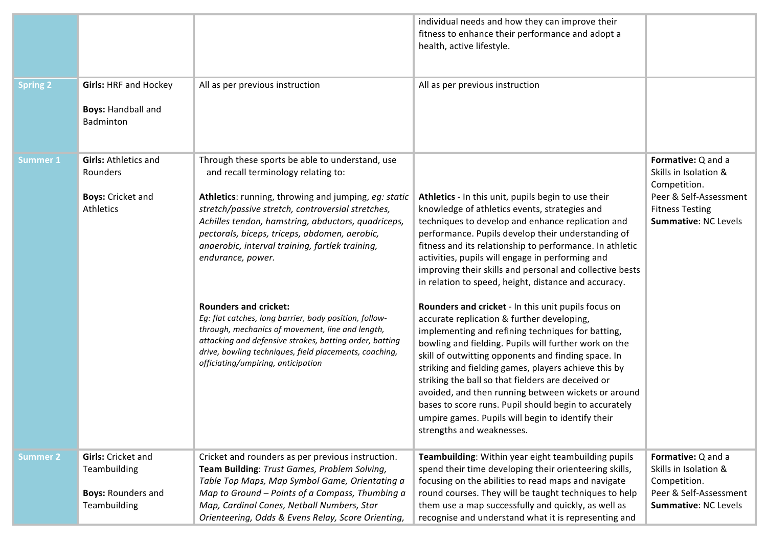| | | | | |
|---|---|---|---|---|
| | | | individual needs and how they can improve their fitness to enhance their performance and adopt a health, active lifestyle. | |
| **Spring 2** | **Girls:** HRF and Hockey<br><br>**Boys:** Handball and Badminton | All as per previous instruction | All as per previous instruction | |
| **Summer 1** | **Girls:** Athletics and Rounders<br><br>**Boys:** Cricket and Athletics | Through these sports be able to understand, use and recall terminology relating to:<br><br>**Athletics**: running, throwing and jumping, *eg: static stretch/passive stretch, controversial stretches, Achilles tendon, hamstring, abductors, quadriceps, pectorals, biceps, triceps, abdomen, aerobic, anaerobic, interval training, fartlek training, endurance, power.*<br><br>**Rounders and cricket:**<br>*Eg: flat catches, long barrier, body position, follow-through, mechanics of movement, line and length, attacking and defensive strokes, batting order, batting drive, bowling techniques, field placements, coaching, officiating/umpiring, anticipation* | **Athletics** - In this unit, pupils begin to use their knowledge of athletics events, strategies and techniques to develop and enhance replication and performance. Pupils develop their understanding of fitness and its relationship to performance. In athletic activities, pupils will engage in performing and improving their skills and personal and collective bests in relation to speed, height, distance and accuracy.<br><br>**Rounders and cricket** - In this unit pupils focus on accurate replication & further developing, implementing and refining techniques for batting, bowling and fielding. Pupils will further work on the skill of outwitting opponents and finding space. In striking and fielding games, players achieve this by striking the ball so that fielders are deceived or avoided, and then running between wickets or around bases to score runs. Pupil should begin to accurately umpire games. Pupils will begin to identify their strengths and weaknesses. | **Formative:** Q and a Skills in Isolation & Competition.<br>Peer & Self-Assessment<br>Fitness Testing<br>**Summative**: NC Levels |
| **Summer 2** | **Girls:** Cricket and Teambuilding<br><br>**Boys:** Rounders and Teambuilding | Cricket and rounders as per previous instruction.<br>**Team Building**: *Trust Games, Problem Solving, Table Top Maps, Map Symbol Game, Orientating a Map to Ground – Points of a Compass, Thumbing a Map, Cardinal Cones, Netball Numbers, Star Orienteering, Odds & Evens Relay, Score Orienting,* | **Teambuilding**: Within year eight teambuilding pupils spend their time developing their orienteering skills, focusing on the abilities to read maps and navigate round courses. They will be taught techniques to help them use a map successfully and quickly, as well as recognise and understand what it is representing and | **Formative:** Q and a Skills in Isolation & Competition.<br>Peer & Self-Assessment<br>**Summative**: NC Levels |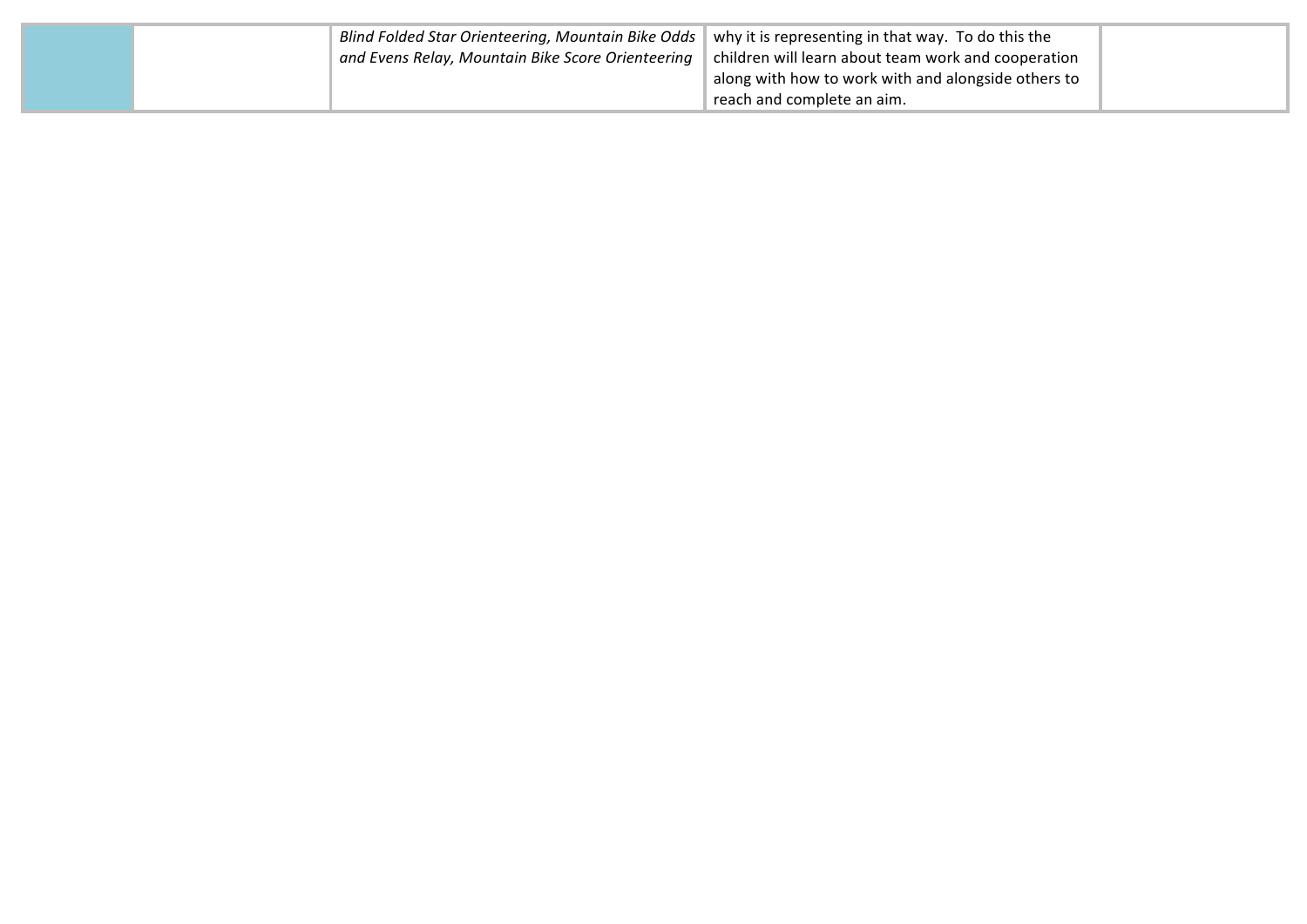| | | | | |
|---|---|---|---|---|
| | | *Blind Folded Star Orienteering, Mountain Bike Odds and Evens Relay, Mountain Bike Score Orienteering* | why it is representing in that way. To do this the children will learn about team work and cooperation along with how to work with and alongside others to reach and complete an aim. | |